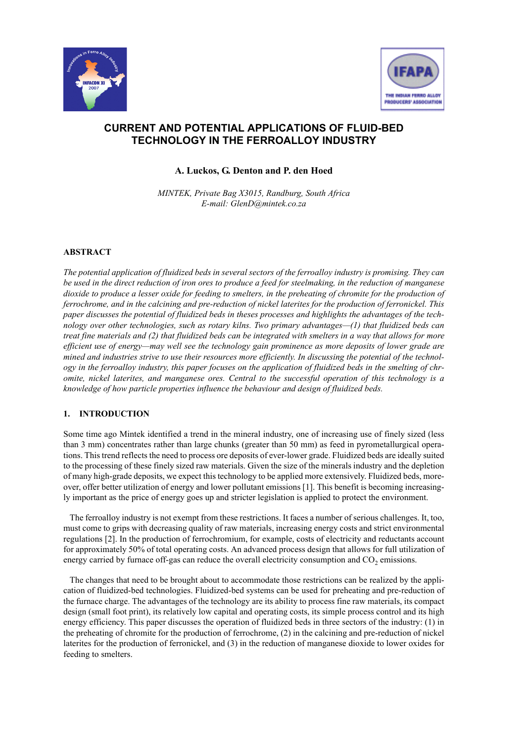# CURRENT AND POTENTIAL APPLICATIONS OF FLUID-BED TECHNOLOGY IN THE FERROALLOY INDUSTRY

**A. Luckos, G. Denton and P. den Hoed**

*MINTEK, Private Bag X3015, Randburg, South Africa*
*E-mail: GlenD@mintek.co.za*

## ABSTRACT

*The potential application of fluidized beds in several sectors of the ferroalloy industry is promising. They can be used in the direct reduction of iron ores to produce a feed for steelmaking, in the reduction of manganese dioxide to produce a lesser oxide for feeding to smelters, in the preheating of chromite for the production of ferrochrome, and in the calcining and pre-reduction of nickel laterites for the production of ferronickel. This paper discusses the potential of fluidized beds in theses processes and highlights the advantages of the technology over other technologies, such as rotary kilns. Two primary advantages—(1) that fluidized beds can treat fine materials and (2) that fluidized beds can be integrated with smelters in a way that allows for more efficient use of energy—may well see the technology gain prominence as more deposits of lower grade are mined and industries strive to use their resources more efficiently. In discussing the potential of the technology in the ferroalloy industry, this paper focuses on the application of fluidized beds in the smelting of chromite, nickel laterites, and manganese ores. Central to the successful operation of this technology is a knowledge of how particle properties influence the behaviour and design of fluidized beds.*

## 1. INTRODUCTION

Some time ago Mintek identified a trend in the mineral industry, one of increasing use of finely sized (less than 3 mm) concentrates rather than large chunks (greater than 50 mm) as feed in pyrometallurgical operations. This trend reflects the need to process ore deposits of ever-lower grade. Fluidized beds are ideally suited to the processing of these finely sized raw materials. Given the size of the minerals industry and the depletion of many high-grade deposits, we expect this technology to be applied more extensively. Fluidized beds, moreover, offer better utilization of energy and lower pollutant emissions [1]. This benefit is becoming increasingly important as the price of energy goes up and stricter legislation is applied to protect the environment.

The ferroalloy industry is not exempt from these restrictions. It faces a number of serious challenges. It, too, must come to grips with decreasing quality of raw materials, increasing energy costs and strict environmental regulations [2]. In the production of ferrochromium, for example, costs of electricity and reductants account for approximately 50% of total operating costs. An advanced process design that allows for full utilization of energy carried by furnace off-gas can reduce the overall electricity consumption and $CO_2$ emissions.

The changes that need to be brought about to accommodate those restrictions can be realized by the application of fluidized-bed technologies. Fluidized-bed systems can be used for preheating and pre-reduction of the furnace charge. The advantages of the technology are its ability to process fine raw materials, its compact design (small foot print), its relatively low capital and operating costs, its simple process control and its high energy efficiency. This paper discusses the operation of fluidized beds in three sectors of the industry: (1) in the preheating of chromite for the production of ferrochrome, (2) in the calcining and pre-reduction of nickel laterites for the production of ferronickel, and (3) in the reduction of manganese dioxide to lower oxides for feeding to smelters.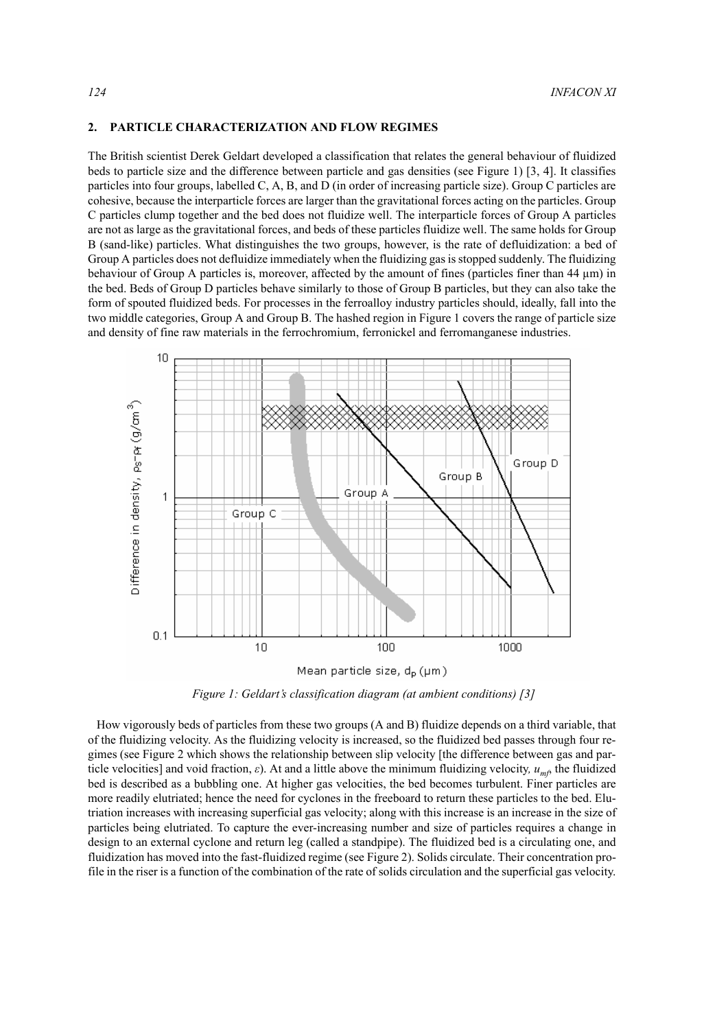## 2. PARTICLE CHARACTERIZATION AND FLOW REGIMES

The British scientist Derek Geldart developed a classification that relates the general behaviour of fluidized beds to particle size and the difference between particle and gas densities (see Figure 1) [3, 4]. It classifies particles into four groups, labelled C, A, B, and D (in order of increasing particle size). Group C particles are cohesive, because the interparticle forces are larger than the gravitational forces acting on the particles. Group C particles clump together and the bed does not fluidize well. The interparticle forces of Group A particles are not as large as the gravitational forces, and beds of these particles fluidize well. The same holds for Group B (sand-like) particles. What distinguishes the two groups, however, is the rate of defluidization: a bed of Group A particles does not defluidize immediately when the fluidizing gas is stopped suddenly. The fluidizing behaviour of Group A particles is, moreover, affected by the amount of fines (particles finer than 44 μm) in the bed. Beds of Group D particles behave similarly to those of Group B particles, but they can also take the form of spouted fluidized beds. For processes in the ferroalloy industry particles should, ideally, fall into the two middle categories, Group A and Group B. The hashed region in Figure 1 covers the range of particle size and density of fine raw materials in the ferrochromium, ferronickel and ferromanganese industries.

*Figure 1: Geldart's classification diagram (at ambient conditions) [3]*

How vigorously beds of particles from these two groups (A and B) fluidize depends on a third variable, that of the fluidizing velocity. As the fluidizing velocity is increased, so the fluidized bed passes through four regimes (see Figure 2 which shows the relationship between slip velocity [the difference between gas and particle velocities] and void fraction, $\varepsilon$). At and a little above the minimum fluidizing velocity, $u_{mf}$, the fluidized bed is described as a bubbling one. At higher gas velocities, the bed becomes turbulent. Finer particles are more readily elutriated; hence the need for cyclones in the freeboard to return these particles to the bed. Elutriation increases with increasing superficial gas velocity; along with this increase is an increase in the size of particles being elutriated. To capture the ever-increasing number and size of particles requires a change in design to an external cyclone and return leg (called a standpipe). The fluidized bed is a circulating one, and fluidization has moved into the fast-fluidized regime (see Figure 2). Solids circulate. Their concentration profile in the riser is a function of the combination of the rate of solids circulation and the superficial gas velocity.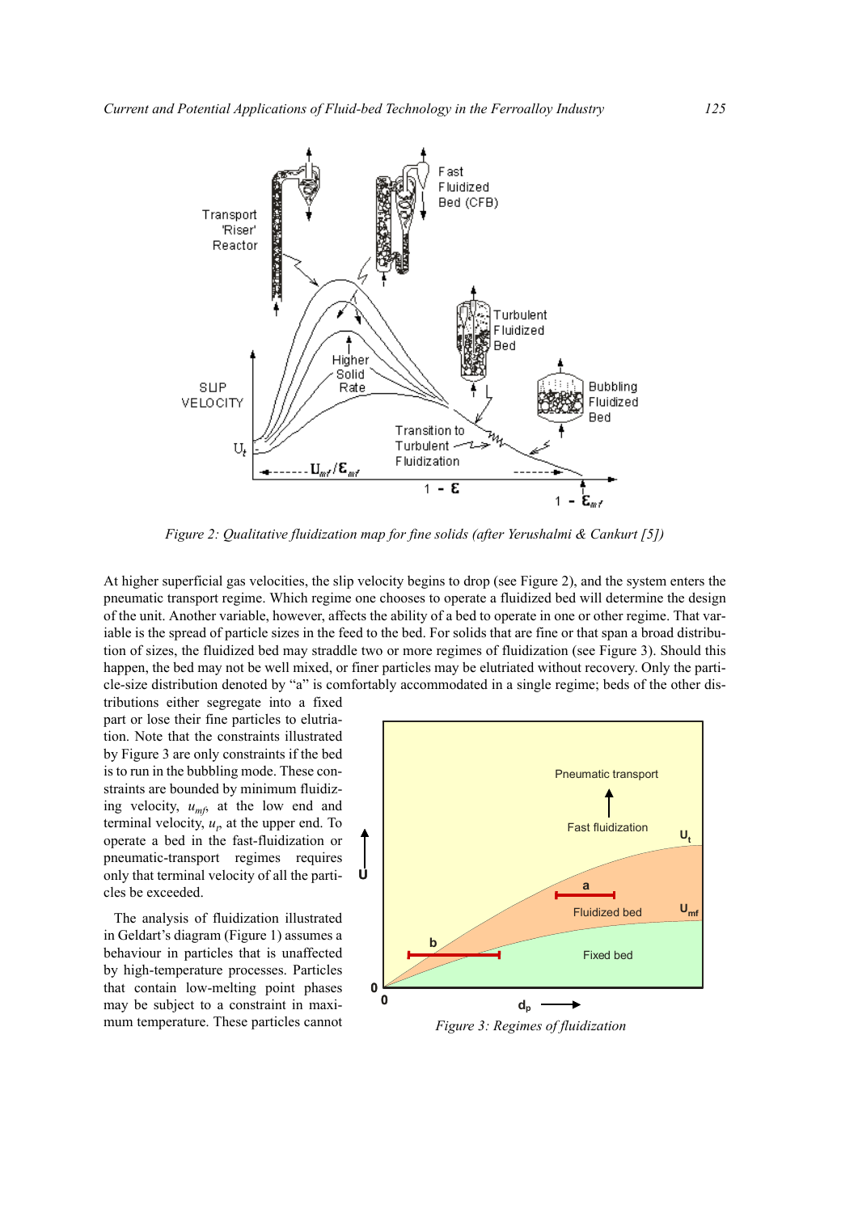Figure 2: Qualitative fluidization map for fine solids (after Yerushalmi & Cankurt [5])

At higher superficial gas velocities, the slip velocity begins to drop (see Figure 2), and the system enters the pneumatic transport regime. Which regime one chooses to operate a fluidized bed will determine the design of the unit. Another variable, however, affects the ability of a bed to operate in one or other regime. That variable is the spread of particle sizes in the feed to the bed. For solids that are fine or that span a broad distribution of sizes, the fluidized bed may straddle two or more regimes of fluidization (see Figure 3). Should this happen, the bed may not be well mixed, or finer particles may be elutriated without recovery. Only the particle-size distribution denoted by "a" is comfortably accommodated in a single regime; beds of the other distributions either segregate into a fixed part or lose their fine particles to elutriation. Note that the constraints illustrated by Figure 3 are only constraints if the bed is to run in the bubbling mode. These constraints are bounded by minimum fluidizing velocity, $u_{mf}$, at the low end and terminal velocity, $u_t$, at the upper end. To operate a bed in the fast-fluidization or pneumatic-transport regimes requires only that terminal velocity of all the particles be exceeded.

Figure 3: Regimes of fluidization

The analysis of fluidization illustrated in Geldart's diagram (Figure 1) assumes a behaviour in particles that is unaffected by high-temperature processes. Particles that contain low-melting point phases may be subject to a constraint in maximum temperature. These particles cannot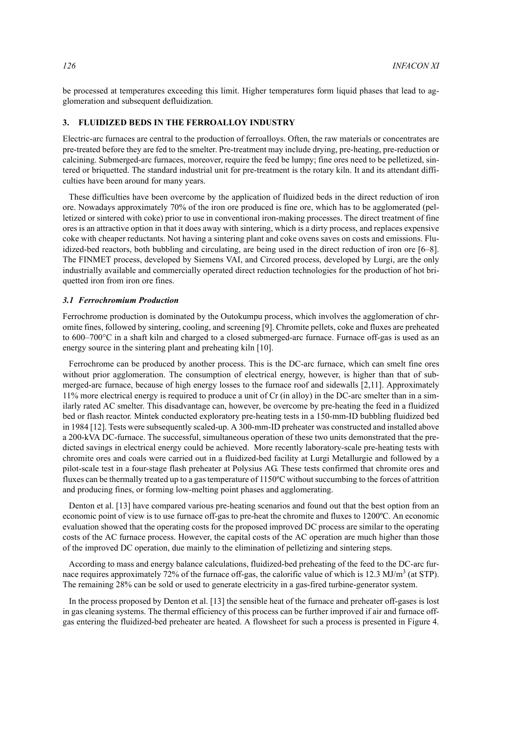be processed at temperatures exceeding this limit. Higher temperatures form liquid phases that lead to agglomeration and subsequent defluidization.

## 3. FLUIDIZED BEDS IN THE FERROALLOY INDUSTRY

Electric-arc furnaces are central to the production of ferroalloys. Often, the raw materials or concentrates are pre-treated before they are fed to the smelter. Pre-treatment may include drying, pre-heating, pre-reduction or calcining. Submerged-arc furnaces, moreover, require the feed be lumpy; fine ores need to be pelletized, sintered or briquetted. The standard industrial unit for pre-treatment is the rotary kiln. It and its attendant difficulties have been around for many years.

These difficulties have been overcome by the application of fluidized beds in the direct reduction of iron ore. Nowadays approximately 70% of the iron ore produced is fine ore, which has to be agglomerated (pelletized or sintered with coke) prior to use in conventional iron-making processes. The direct treatment of fine ores is an attractive option in that it does away with sintering, which is a dirty process, and replaces expensive coke with cheaper reductants. Not having a sintering plant and coke ovens saves on costs and emissions. Fluidized-bed reactors, both bubbling and circulating, are being used in the direct reduction of iron ore [6–8]. The FINMET process, developed by Siemens VAI, and Circored process, developed by Lurgi, are the only industrially available and commercially operated direct reduction technologies for the production of hot briquetted iron from iron ore fines.

### *3.1 Ferrochromium Production*

Ferrochrome production is dominated by the Outokumpu process, which involves the agglomeration of chromite fines, followed by sintering, cooling, and screening [9]. Chromite pellets, coke and fluxes are preheated to 600–700°C in a shaft kiln and charged to a closed submerged-arc furnace. Furnace off-gas is used as an energy source in the sintering plant and preheating kiln [10].

Ferrochrome can be produced by another process. This is the DC-arc furnace, which can smelt fine ores without prior agglomeration. The consumption of electrical energy, however, is higher than that of submerged-arc furnace, because of high energy losses to the furnace roof and sidewalls [2,11]. Approximately 11% more electrical energy is required to produce a unit of Cr (in alloy) in the DC-arc smelter than in a similarly rated AC smelter. This disadvantage can, however, be overcome by pre-heating the feed in a fluidized bed or flash reactor. Mintek conducted exploratory pre-heating tests in a 150-mm-ID bubbling fluidized bed in 1984 [12]. Tests were subsequently scaled-up. A 300-mm-ID preheater was constructed and installed above a 200-kVA DC-furnace. The successful, simultaneous operation of these two units demonstrated that the predicted savings in electrical energy could be achieved. More recently laboratory-scale pre-heating tests with chromite ores and coals were carried out in a fluidized-bed facility at Lurgi Metallurgie and followed by a pilot-scale test in a four-stage flash preheater at Polysius AG. These tests confirmed that chromite ores and fluxes can be thermally treated up to a gas temperature of 1150ºC without succumbing to the forces of attrition and producing fines, or forming low-melting point phases and agglomerating.

Denton et al. [13] have compared various pre-heating scenarios and found out that the best option from an economic point of view is to use furnace off-gas to pre-heat the chromite and fluxes to 1200ºC. An economic evaluation showed that the operating costs for the proposed improved DC process are similar to the operating costs of the AC furnace process. However, the capital costs of the AC operation are much higher than those of the improved DC operation, due mainly to the elimination of pelletizing and sintering steps.

According to mass and energy balance calculations, fluidized-bed preheating of the feed to the DC-arc furnace requires approximately 72% of the furnace off-gas, the calorific value of which is 12.3 MJ/$m^3$ (at STP). The remaining 28% can be sold or used to generate electricity in a gas-fired turbine-generator system.

In the process proposed by Denton et al. [13] the sensible heat of the furnace and preheater off-gases is lost in gas cleaning systems. The thermal efficiency of this process can be further improved if air and furnace off-gas entering the fluidized-bed preheater are heated. A flowsheet for such a process is presented in Figure 4.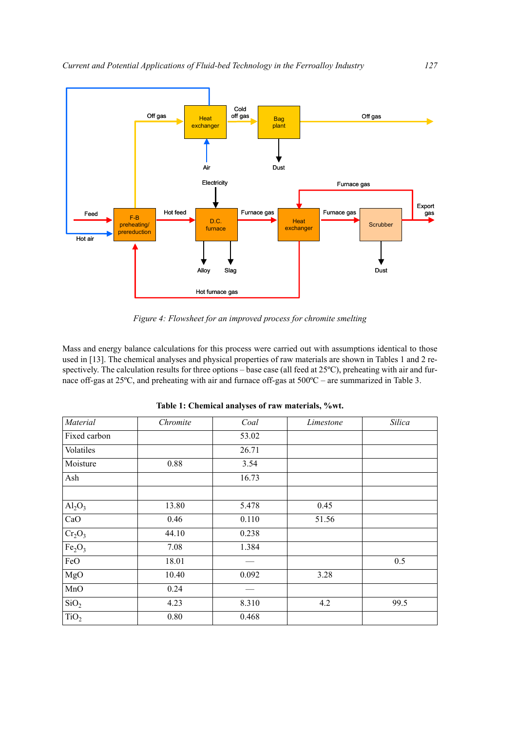Figure 4: Flowsheet for an improved process for chromite smelting

Mass and energy balance calculations for this process were carried out with assumptions identical to those used in [13]. The chemical analyses and physical properties of raw materials are shown in Tables 1 and 2 respectively. The calculation results for three options – base case (all feed at 25ºC), preheating with air and furnace off-gas at 25ºC, and preheating with air and furnace off-gas at 500ºC – are summarized in Table 3.

**Table 1: Chemical analyses of raw materials, %wt.**

| *Material* | *Chromite* | *Coal* | *Limestone* | *Silica* |
|---|---|---|---|---|
| Fixed carbon | | 53.02 | | |
| Volatiles | | 26.71 | | |
| Moisture | 0.88 | 3.54 | | |
| Ash | | 16.73 | | |
| | | | | |
| $Al_2O_3$ | 13.80 | 5.478 | 0.45 | |
| CaO | 0.46 | 0.110 | 51.56 | |
| $Cr_2O_3$ | 44.10 | 0.238 | | |
| $Fe_2O_3$ | 7.08 | 1.384 | | |
| FeO | 18.01 | — | | 0.5 |
| MgO | 10.40 | 0.092 | 3.28 | |
| MnO | 0.24 | — | | |
| $SiO_2$ | 4.23 | 8.310 | 4.2 | 99.5 |
| $TiO_2$ | 0.80 | 0.468 | | |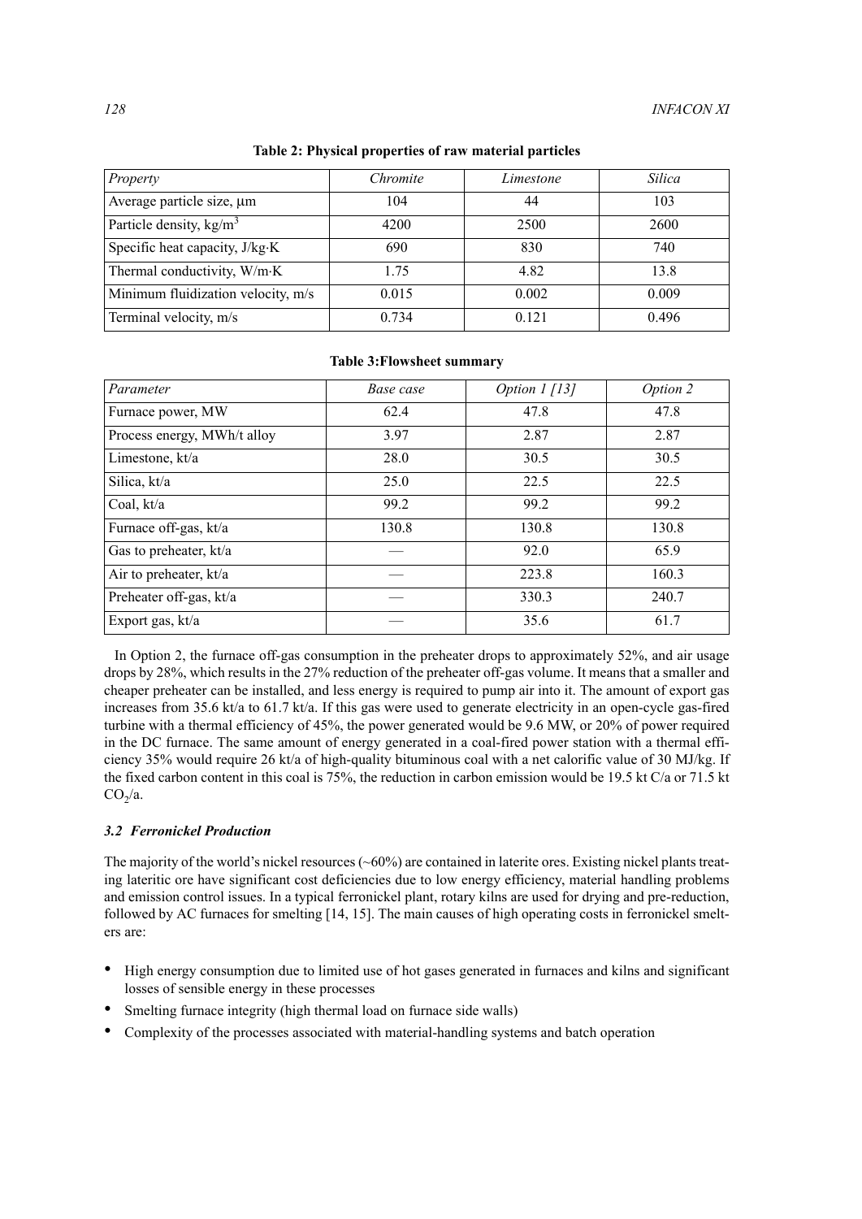**Table 2: Physical properties of raw material particles**

| *Property* | *Chromite* | *Limestone* | *Silica* |
|---|---|---|---|
| Average particle size, μm | 104 | 44 | 103 |
| Particle density, $kg/m^3$ | 4200 | 2500 | 2600 |
| Specific heat capacity, J/kg·K | 690 | 830 | 740 |
| Thermal conductivity, W/m·K | 1.75 | 4.82 | 13.8 |
| Minimum fluidization velocity, m/s | 0.015 | 0.002 | 0.009 |
| Terminal velocity, m/s | 0.734 | 0.121 | 0.496 |

**Table 3:Flowsheet summary**

| *Parameter* | *Base case* | *Option 1 [13]* | *Option 2* |
|---|---|---|---|
| Furnace power, MW | 62.4 | 47.8 | 47.8 |
| Process energy, MWh/t alloy | 3.97 | 2.87 | 2.87 |
| Limestone, kt/a | 28.0 | 30.5 | 30.5 |
| Silica, kt/a | 25.0 | 22.5 | 22.5 |
| Coal, kt/a | 99.2 | 99.2 | 99.2 |
| Furnace off-gas, kt/a | 130.8 | 130.8 | 130.8 |
| Gas to preheater, kt/a | — | 92.0 | 65.9 |
| Air to preheater, kt/a | — | 223.8 | 160.3 |
| Preheater off-gas, kt/a | — | 330.3 | 240.7 |
| Export gas, kt/a | — | 35.6 | 61.7 |

In Option 2, the furnace off-gas consumption in the preheater drops to approximately 52%, and air usage drops by 28%, which results in the 27% reduction of the preheater off-gas volume. It means that a smaller and cheaper preheater can be installed, and less energy is required to pump air into it. The amount of export gas increases from 35.6 kt/a to 61.7 kt/a. If this gas were used to generate electricity in an open-cycle gas-fired turbine with a thermal efficiency of 45%, the power generated would be 9.6 MW, or 20% of power required in the DC furnace. The same amount of energy generated in a coal-fired power station with a thermal efficiency 35% would require 26 kt/a of high-quality bituminous coal with a net calorific value of 30 MJ/kg. If the fixed carbon content in this coal is 75%, the reduction in carbon emission would be 19.5 kt C/a or 71.5 kt $CO_2$/a.

### *3.2 Ferronickel Production*

The majority of the world's nickel resources (~60%) are contained in laterite ores. Existing nickel plants treating lateritic ore have significant cost deficiencies due to low energy efficiency, material handling problems and emission control issues. In a typical ferronickel plant, rotary kilns are used for drying and pre-reduction, followed by AC furnaces for smelting [14, 15]. The main causes of high operating costs in ferronickel smelters are:

- High energy consumption due to limited use of hot gases generated in furnaces and kilns and significant losses of sensible energy in these processes
- Smelting furnace integrity (high thermal load on furnace side walls)
- Complexity of the processes associated with material-handling systems and batch operation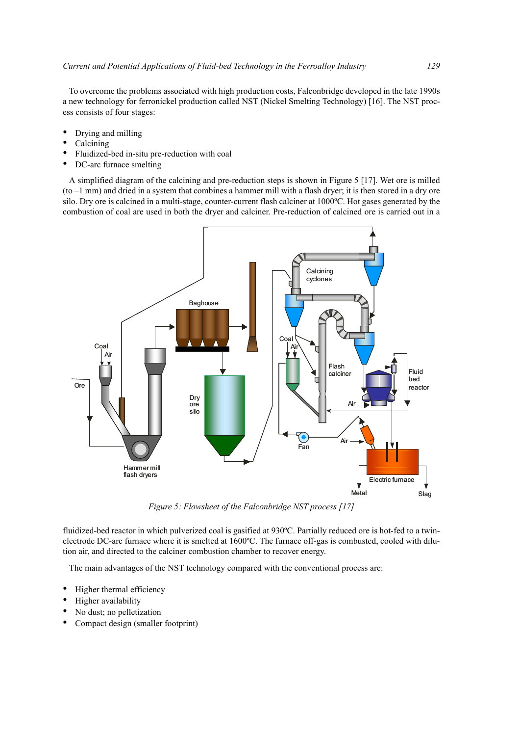To overcome the problems associated with high production costs, Falconbridge developed in the late 1990s a new technology for ferronickel production called NST (Nickel Smelting Technology) [16]. The NST process consists of four stages:

- Drying and milling
- Calcining
- Fluidized-bed in-situ pre-reduction with coal
- DC-arc furnace smelting

A simplified diagram of the calcining and pre-reduction steps is shown in Figure 5 [17]. Wet ore is milled (to –1 mm) and dried in a system that combines a hammer mill with a flash dryer; it is then stored in a dry ore silo. Dry ore is calcined in a multi-stage, counter-current flash calciner at 1000ºC. Hot gases generated by the combustion of coal are used in both the dryer and calciner. Pre-reduction of calcined ore is carried out in a fluidized-bed reactor in which pulverized coal is gasified at 930ºC. Partially reduced ore is hot-fed to a twin-electrode DC-arc furnace where it is smelted at 1600ºC. The furnace off-gas is combusted, cooled with dilution air, and directed to the calciner combustion chamber to recover energy.

*Figure 5: Flowsheet of the Falconbridge NST process [17]*

The main advantages of the NST technology compared with the conventional process are:

- Higher thermal efficiency
- Higher availability
- No dust; no pelletization
- Compact design (smaller footprint)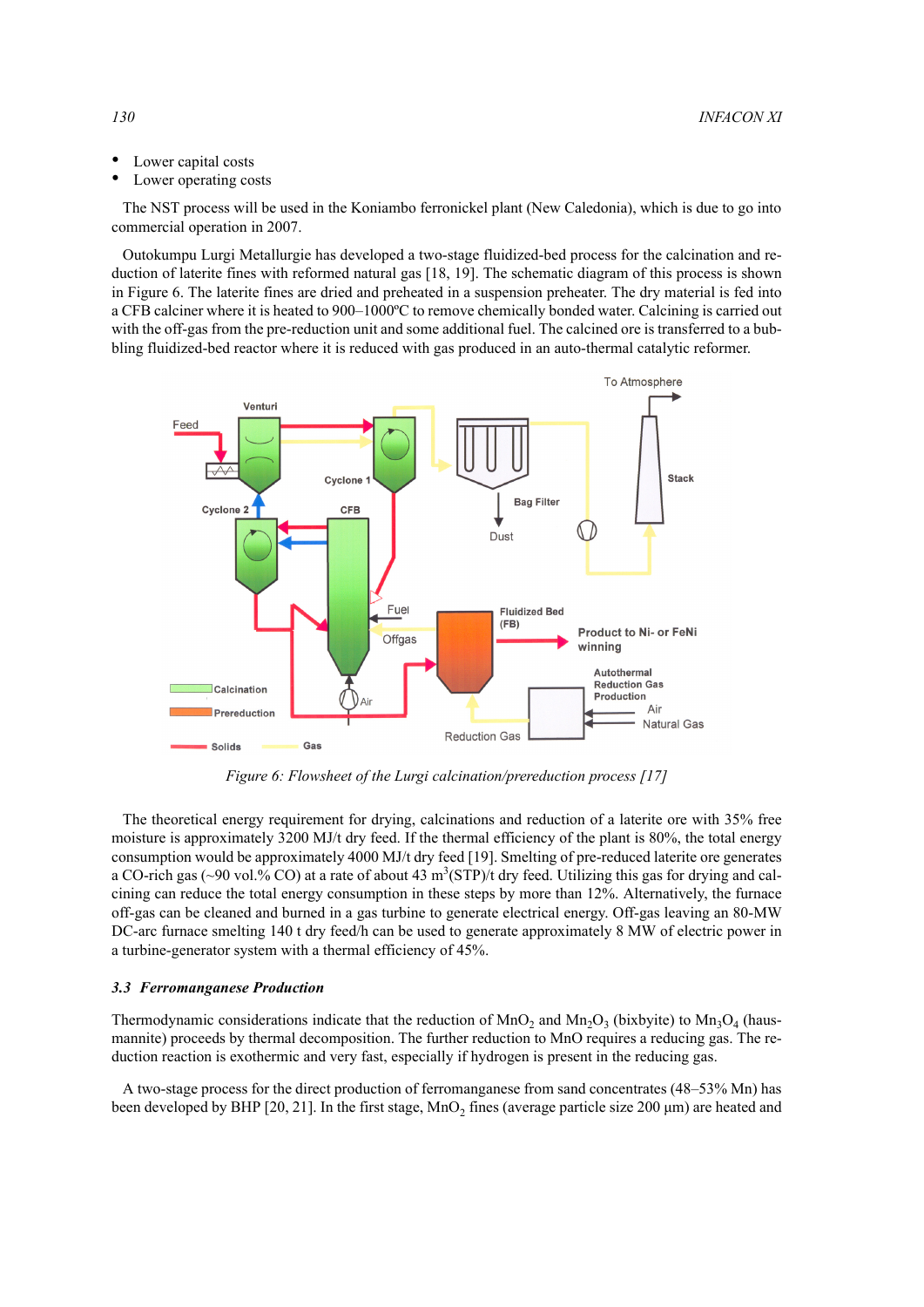- Lower capital costs
- Lower operating costs

The NST process will be used in the Koniambo ferronickel plant (New Caledonia), which is due to go into commercial operation in 2007.

Outokumpu Lurgi Metallurgie has developed a two-stage fluidized-bed process for the calcination and reduction of laterite fines with reformed natural gas [18, 19]. The schematic diagram of this process is shown in Figure 6. The laterite fines are dried and preheated in a suspension preheater. The dry material is fed into a CFB calciner where it is heated to 900–1000ºC to remove chemically bonded water. Calcining is carried out with the off-gas from the pre-reduction unit and some additional fuel. The calcined ore is transferred to a bubbling fluidized-bed reactor where it is reduced with gas produced in an auto-thermal catalytic reformer.

*Figure 6: Flowsheet of the Lurgi calcination/prereduction process [17]*

The theoretical energy requirement for drying, calcinations and reduction of a laterite ore with 35% free moisture is approximately 3200 MJ/t dry feed. If the thermal efficiency of the plant is 80%, the total energy consumption would be approximately 4000 MJ/t dry feed [19]. Smelting of pre-reduced laterite ore generates a CO-rich gas (~90 vol.% CO) at a rate of about 43 $m^3$(STP)/t dry feed. Utilizing this gas for drying and calcining can reduce the total energy consumption in these steps by more than 12%. Alternatively, the furnace off-gas can be cleaned and burned in a gas turbine to generate electrical energy. Off-gas leaving an 80-MW DC-arc furnace smelting 140 t dry feed/h can be used to generate approximately 8 MW of electric power in a turbine-generator system with a thermal efficiency of 45%.

### 3.3 *Ferromanganese Production*

Thermodynamic considerations indicate that the reduction of $MnO_2$ and $Mn_2O_3$ (bixbyite) to $Mn_3O_4$ (hausmannite) proceeds by thermal decomposition. The further reduction to MnO requires a reducing gas. The reduction reaction is exothermic and very fast, especially if hydrogen is present in the reducing gas.

A two-stage process for the direct production of ferromanganese from sand concentrates (48–53% Mn) has been developed by BHP [20, 21]. In the first stage, $MnO_2$ fines (average particle size 200 µm) are heated and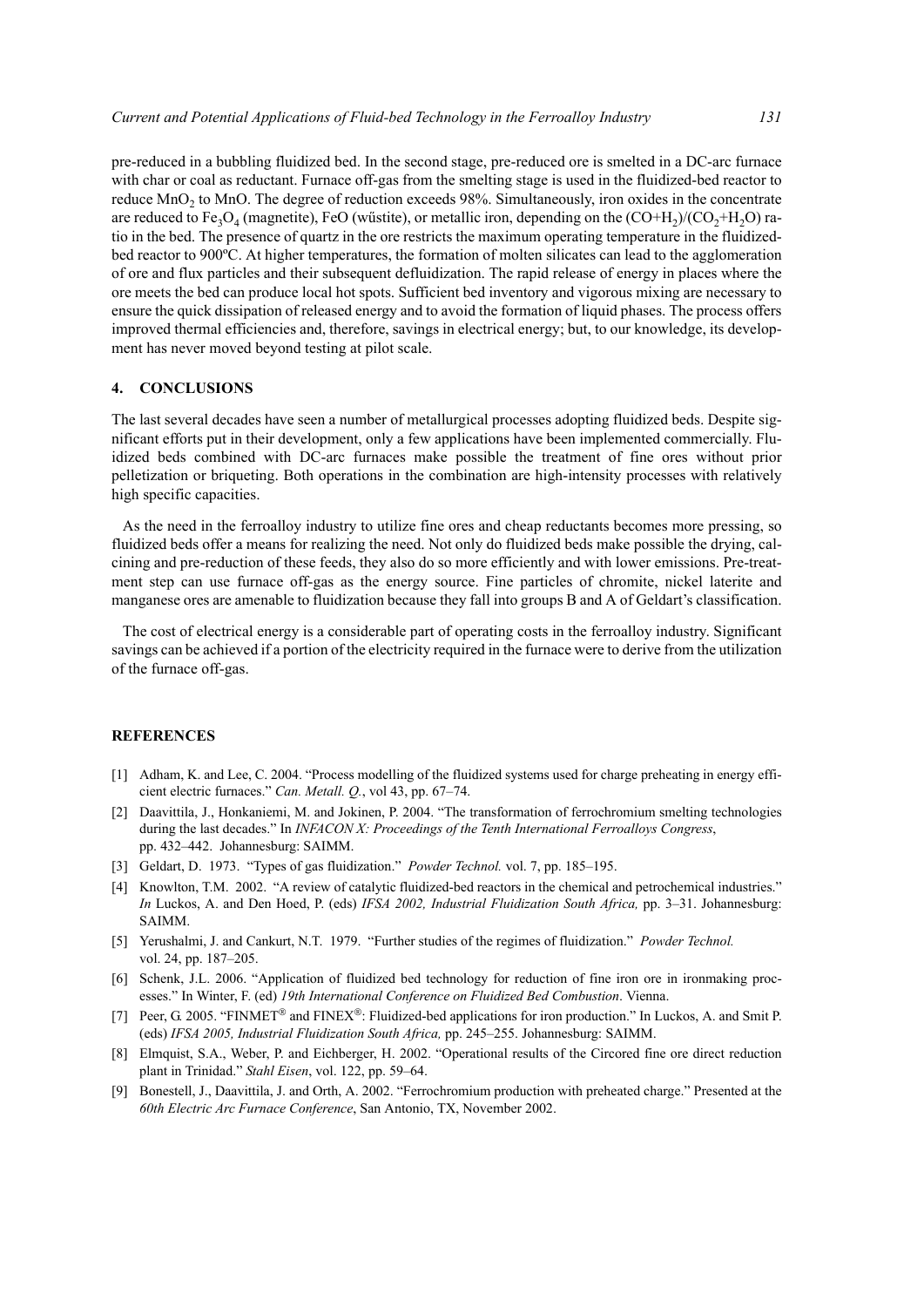pre-reduced in a bubbling fluidized bed. In the second stage, pre-reduced ore is smelted in a DC-arc furnace with char or coal as reductant. Furnace off-gas from the smelting stage is used in the fluidized-bed reactor to reduce $MnO_2$ to MnO. The degree of reduction exceeds 98%. Simultaneously, iron oxides in the concentrate are reduced to $Fe_3O_4$ (magnetite), FeO (wűstite), or metallic iron, depending on the $(CO+H_2)/(CO_2+H_2O)$ ratio in the bed. The presence of quartz in the ore restricts the maximum operating temperature in the fluidized-bed reactor to 900ºC. At higher temperatures, the formation of molten silicates can lead to the agglomeration of ore and flux particles and their subsequent defluidization. The rapid release of energy in places where the ore meets the bed can produce local hot spots. Sufficient bed inventory and vigorous mixing are necessary to ensure the quick dissipation of released energy and to avoid the formation of liquid phases. The process offers improved thermal efficiencies and, therefore, savings in electrical energy; but, to our knowledge, its development has never moved beyond testing at pilot scale.

## 4. CONCLUSIONS

The last several decades have seen a number of metallurgical processes adopting fluidized beds. Despite significant efforts put in their development, only a few applications have been implemented commercially. Fluidized beds combined with DC-arc furnaces make possible the treatment of fine ores without prior pelletization or briqueting. Both operations in the combination are high-intensity processes with relatively high specific capacities.

As the need in the ferroalloy industry to utilize fine ores and cheap reductants becomes more pressing, so fluidized beds offer a means for realizing the need. Not only do fluidized beds make possible the drying, calcining and pre-reduction of these feeds, they also do so more efficiently and with lower emissions. Pre-treatment step can use furnace off-gas as the energy source. Fine particles of chromite, nickel laterite and manganese ores are amenable to fluidization because they fall into groups B and A of Geldart's classification.

The cost of electrical energy is a considerable part of operating costs in the ferroalloy industry. Significant savings can be achieved if a portion of the electricity required in the furnace were to derive from the utilization of the furnace off-gas.

## REFERENCES

[1] Adham, K. and Lee, C. 2004. "Process modelling of the fluidized systems used for charge preheating in energy efficient electric furnaces." *Can. Metall. Q.*, vol 43, pp. 67–74.

[2] Daavittila, J., Honkaniemi, M. and Jokinen, P. 2004. "The transformation of ferrochromium smelting technologies during the last decades." In *INFACON X: Proceedings of the Tenth International Ferroalloys Congress*, pp. 432–442. Johannesburg: SAIMM.

[3] Geldart, D. 1973. "Types of gas fluidization." *Powder Technol.* vol. 7, pp. 185–195.

[4] Knowlton, T.M. 2002. "A review of catalytic fluidized-bed reactors in the chemical and petrochemical industries." *In* Luckos, A. and Den Hoed, P. (eds) *IFSA 2002, Industrial Fluidization South Africa,* pp. 3–31. Johannesburg: SAIMM.

[5] Yerushalmi, J. and Cankurt, N.T. 1979. "Further studies of the regimes of fluidization." *Powder Technol.* vol. 24, pp. 187–205.

[6] Schenk, J.L. 2006. "Application of fluidized bed technology for reduction of fine iron ore in ironmaking processes." In Winter, F. (ed) *19th International Conference on Fluidized Bed Combustion*. Vienna.

[7] Peer, G. 2005. "FINMET® and FINEX®: Fluidized-bed applications for iron production." In Luckos, A. and Smit P. (eds) *IFSA 2005, Industrial Fluidization South Africa,* pp. 245–255. Johannesburg: SAIMM.

[8] Elmquist, S.A., Weber, P. and Eichberger, H. 2002. "Operational results of the Circored fine ore direct reduction plant in Trinidad." *Stahl Eisen*, vol. 122, pp. 59–64.

[9] Bonestell, J., Daavittila, J. and Orth, A. 2002. "Ferrochromium production with preheated charge." Presented at the *60th Electric Arc Furnace Conference*, San Antonio, TX, November 2002.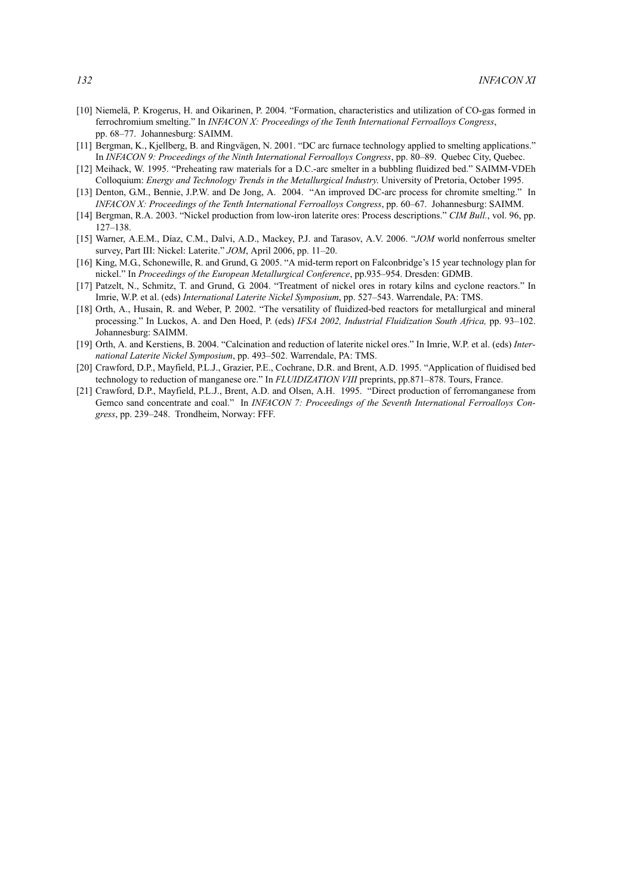[10] Niemelä, P. Krogerus, H. and Oikarinen, P. 2004. "Formation, characteristics and utilization of CO-gas formed in ferrochromium smelting." In *INFACON X: Proceedings of the Tenth International Ferroalloys Congress*, pp. 68–77. Johannesburg: SAIMM.

[11] Bergman, K., Kjellberg, B. and Ringvägen, N. 2001. "DC arc furnace technology applied to smelting applications." In *INFACON 9: Proceedings of the Ninth International Ferroalloys Congress*, pp. 80–89. Quebec City, Quebec.

[12] Meihack, W. 1995. "Preheating raw materials for a D.C.-arc smelter in a bubbling fluidized bed." SAIMM-VDEh Colloquium: *Energy and Technology Trends in the Metallurgical Industry.* University of Pretoria, October 1995.

[13] Denton, G.M., Bennie, J.P.W. and De Jong, A. 2004. "An improved DC-arc process for chromite smelting." In *INFACON X: Proceedings of the Tenth International Ferroalloys Congress*, pp. 60–67. Johannesburg: SAIMM.

[14] Bergman, R.A. 2003. "Nickel production from low-iron laterite ores: Process descriptions." *CIM Bull.*, vol. 96, pp. 127–138.

[15] Warner, A.E.M., Díaz, C.M., Dalvi, A.D., Mackey, P.J. and Tarasov, A.V. 2006. "*JOM* world nonferrous smelter survey, Part III: Nickel: Laterite." *JOM*, April 2006, pp. 11–20.

[16] King, M.G., Schonewille, R. and Grund, G. 2005. "A mid-term report on Falconbridge's 15 year technology plan for nickel." In *Proceedings of the European Metallurgical Conference*, pp.935–954. Dresden: GDMB.

[17] Patzelt, N., Schmitz, T. and Grund, G. 2004. "Treatment of nickel ores in rotary kilns and cyclone reactors." In Imrie, W.P. et al. (eds) *International Laterite Nickel Symposium*, pp. 527–543. Warrendale, PA: TMS.

[18] Orth, A., Husain, R. and Weber, P. 2002. "The versatility of fluidized-bed reactors for metallurgical and mineral processing." In Luckos, A. and Den Hoed, P. (eds) *IFSA 2002, Industrial Fluidization South Africa,* pp. 93–102. Johannesburg: SAIMM.

[19] Orth, A. and Kerstiens, B. 2004. "Calcination and reduction of laterite nickel ores." In Imrie, W.P. et al. (eds) *International Laterite Nickel Symposium*, pp. 493–502. Warrendale, PA: TMS.

[20] Crawford, D.P., Mayfield, P.L.J., Grazier, P.E., Cochrane, D.R. and Brent, A.D. 1995. "Application of fluidised bed technology to reduction of manganese ore." In *FLUIDIZATION VIII* preprints, pp.871–878. Tours, France.

[21] Crawford, D.P., Mayfield, P.L.J., Brent, A.D. and Olsen, A.H. 1995. "Direct production of ferromanganese from Gemco sand concentrate and coal." In *INFACON 7: Proceedings of the Seventh International Ferroalloys Congress*, pp. 239–248. Trondheim, Norway: FFF.